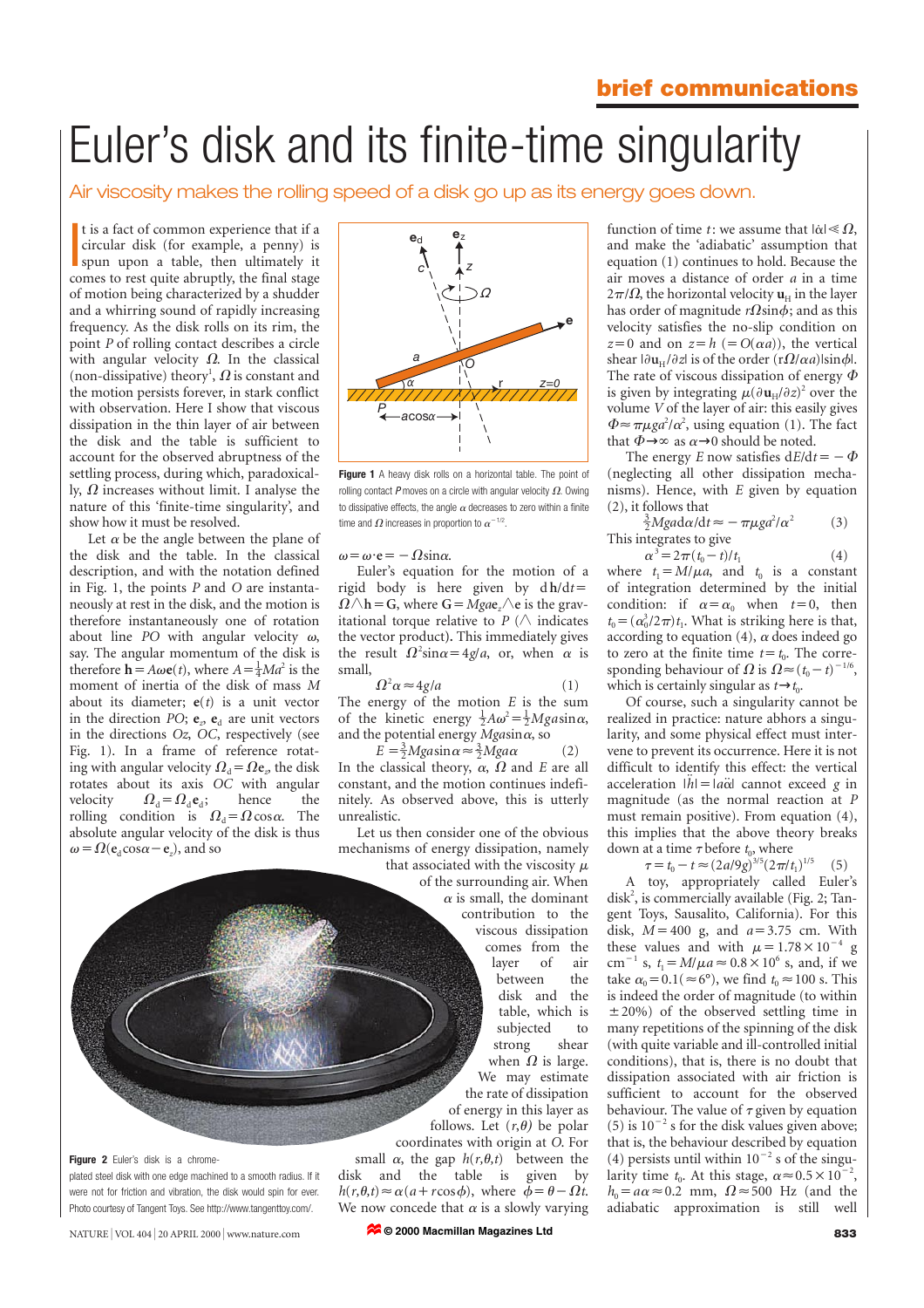# Euler's disk and its finite-time singularity

Air viscosity makes the rolling speed of a disk go up as its energy goes down.

It is a fact of common experience that if a circular disk (for example, a penny) is spun upon a table, then ultimately it comes to rest quite abruptly, the final stage of motion being characterized by a shudder and a whirring sound of rapidly increasing frequency. As the disk rolls on its rim, the point $P$ of rolling contact describes a circle with angular velocity $\Omega$. In the classical (non-dissipative) theory[1], $\Omega$ is constant and the motion persists forever, in stark conflict with observation. Here I show that viscous dissipation in the thin layer of air between the disk and the table is sufficient to account for the observed abruptness of the settling process, during which, paradoxically, $\Omega$ increases without limit. I analyse the nature of this 'finite-time singularity', and show how it must be resolved.

Let $\alpha$ be the angle between the plane of the disk and the table. In the classical description, and with the notation defined in Fig. 1, the points $P$ and $O$ are instantaneously at rest in the disk, and the motion is therefore instantaneously one of rotation about line $PO$ with angular velocity $\omega$, say. The angular momentum of the disk is therefore $\mathbf{h} = A\omega\mathbf{e}(t)$, where $A = \frac{1}{4}Ma^2$ is the moment of inertia of the disk of mass $M$ about its diameter; $\mathbf{e}(t)$ is a unit vector in the direction $PO$; $\mathbf{e}_z$, $\mathbf{e}_d$ are unit vectors in the directions $Oz$, $OC$, respectively (see Fig. 1). In a frame of reference rotating with angular velocity $\Omega_d = \Omega\mathbf{e}_z$, the disk rotates about its axis $OC$ with angular velocity $\Omega_d = \Omega_d\mathbf{e}_d$; hence the rolling condition is $\Omega_d = \Omega\cos\alpha$. The absolute angular velocity of the disk is thus $\omega = \Omega(\mathbf{e}_d\cos\alpha - \mathbf{e}_z)$, and so

$$\omega = \omega\cdot\mathbf{e} = -\Omega\sin\alpha.$$

Euler's equation for the motion of a rigid body is here given by $\mathrm{d}\mathbf{h}/\mathrm{d}t = \Omega\wedge\mathbf{h} = \mathbf{G}$, where $\mathbf{G} = Mga\mathbf{e}_z\wedge\mathbf{e}$ is the gravitational torque relative to $P$ ($\wedge$ indicates the vector product). This immediately gives the result $\Omega^2\sin\alpha = 4g/a$, or, when $\alpha$ is small,

$$\Omega^2\alpha \approx 4g/a \qquad (1)$$

The energy of the motion $E$ is the sum of the kinetic energy $\frac{1}{2}A\omega^2 = \frac{1}{2}Mga\sin\alpha$, and the potential energy $Mga\sin\alpha$, so

$$E = \tfrac{3}{2}Mga\sin\alpha \approx \tfrac{3}{2}Mga\alpha \qquad (2)$$

In the classical theory, $\alpha$, $\Omega$ and $E$ are all constant, and the motion continues indefinitely. As observed above, this is utterly unrealistic.

Let us then consider one of the obvious mechanisms of energy dissipation, namely that associated with the viscosity $\mu$ of the surrounding air. When $\alpha$ is small, the dominant contribution to the viscous dissipation comes from the layer of air between the disk and the table, which is subjected to strong shear when $\Omega$ is large. We may estimate the rate of dissipation of energy in this layer as follows. Let $(r,\theta)$ be polar coordinates with origin at $O$. For small $\alpha$, the gap $h(r,\theta,t)$ between the disk and the table is given by $h(r,\theta,t) \approx \alpha(a + r\cos\phi)$, where $\phi = \theta - \Omega t$. We now concede that $\alpha$ is a slowly varying function of time $t$: we assume that $|\dot\alpha| \ll \Omega$, and make the 'adiabatic' assumption that equation (1) continues to hold. Because the air moves a distance of order $a$ in a time $2\pi/\Omega$, the horizontal velocity $\mathbf{u}_H$ in the layer has order of magnitude $r\Omega\sin\phi$; and as this velocity satisfies the no-slip condition on $z = 0$ and on $z = h$ $(= O(\alpha a))$, the vertical shear $|\partial\mathbf{u}_H/\partial z|$ is of the order $(r\Omega/\alpha a)|\sin\phi|$. The rate of viscous dissipation of energy $\Phi$ is given by integrating $\mu(\partial\mathbf{u}_H/\partial z)^2$ over the volume $V$ of the layer of air: this easily gives $\Phi \approx \pi\mu g a^2/\alpha^2$, using equation (1). The fact that $\Phi \to \infty$ as $\alpha \to 0$ should be noted.

The energy $E$ now satisfies $\mathrm{d}E/\mathrm{d}t = -\Phi$ (neglecting all other dissipation mechanisms). Hence, with $E$ given by equation (2), it follows that

$$\tfrac{3}{2}Mga\mathrm{d}\alpha/\mathrm{d}t \approx -\pi\mu g a^2/\alpha^2 \qquad (3)$$

This integrates to give

$$\alpha^3 = 2\pi(t_0 - t)/t_1 \qquad (4)$$

where $t_1 = M/\mu a$, and $t_0$ is a constant of integration determined by the initial condition: if $\alpha = \alpha_0$ when $t = 0$, then $t_0 = (\alpha_0^3/2\pi)t_1$. What is striking here is that, according to equation (4), $\alpha$ does indeed go to zero at the finite time $t = t_0$. The corresponding behaviour of $\Omega$ is $\Omega \approx (t_0 - t)^{-1/6}$, which is certainly singular as $t \to t_0$.

Of course, such a singularity cannot be realized in practice: nature abhors a singularity, and some physical effect must intervene to prevent its occurrence. Here it is not difficult to identify this effect: the vertical acceleration $|\ddot h| = |a\ddot\alpha|$ cannot exceed $g$ in magnitude (as the normal reaction at $P$ must remain positive). From equation (4), this implies that the above theory breaks down at a time $\tau$ before $t_0$, where

$$\tau = t_0 - t \approx (2a/9g)^{3/5}(2\pi/t_1)^{1/5} \qquad (5)$$

A toy, appropriately called Euler's disk[2], is commercially available (Fig. 2; Tangent Toys, Sausalito, California). For this disk, $M = 400$ g, and $a = 3.75$ cm. With these values and with $\mu = 1.78\times10^{-4}$ g cm$^{-1}$ s, $t_1 = M/\mu a \approx 0.8\times10^6$ s, and, if we take $\alpha_0 = 0.1$ $(\approx 6°)$, we find $t_0 \approx 100$ s. This is indeed the order of magnitude (to within $\pm20\%$) of the observed settling time in many repetitions of the spinning of the disk (with quite variable and ill-controlled initial conditions), that is, there is no doubt that dissipation associated with air friction is sufficient to account for the observed behaviour. The value of $\tau$ given by equation (5) is $10^{-2}$ s for the disk values given above; that is, the behaviour described by equation (4) persists until within $10^{-2}$ s of the singularity time $t_0$. At this stage, $\alpha \approx 0.5\times10^{-2}$, $h_0 = a\alpha \approx 0.2$ mm, $\Omega \approx 500$ Hz (and the adiabatic approximation is still well

**Figure 1** A heavy disk rolls on a horizontal table. The point of rolling contact $P$ moves on a circle with angular velocity $\Omega$. Owing to dissipative effects, the angle $\alpha$ decreases to zero within a finite time and $\Omega$ increases in proportion to $\alpha^{-1/2}$.

**Figure 2** Euler's disk is a chrome-plated steel disk with one edge machined to a smooth radius. If it were not for friction and vibration, the disk would spin for ever. Photo courtesy of Tangent Toys. See http://www.tangenttoy.com/.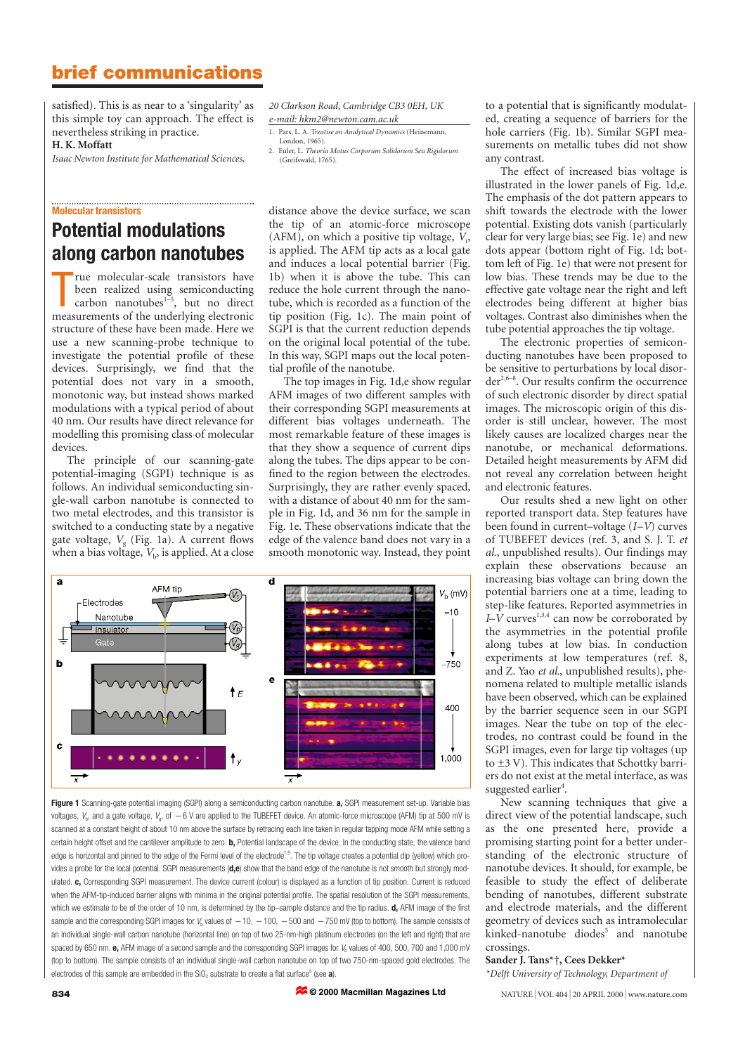satisfied). This is as near to a 'singularity' as this simple toy can approach. The effect is nevertheless striking in practice.

**H. K. Moffatt**

*Isaac Newton Institute for Mathematical Sciences, 20 Clarkson Road, Cambridge CB3 0EH, UK*

*e-mail: hkm2@newton.cam.ac.uk*

1. Pars, L. A. *Treatise on Analytical Dynamics* (Heinemann, London, 1965).
2. Euler, L. *Theoria Motus Corporum Solidorum Seu Rigidorum* (Greifswald, 1765).

---

Molecular transistors

# Potential modulations along carbon nanotubes

True molecular-scale transistors have been realized using semiconducting carbon nanotubes[1–5], but no direct measurements of the underlying electronic structure of these have been made. Here we use a new scanning-probe technique to investigate the potential profile of these devices. Surprisingly, we find that the potential does not vary in a smooth, monotonic way, but instead shows marked modulations with a typical period of about 40 nm. Our results have direct relevance for modelling this promising class of molecular devices.

The principle of our scanning-gate potential-imaging (SGPI) technique is as follows. An individual semiconducting single-wall carbon nanotube is connected to two metal electrodes, and this transistor is switched to a conducting state by a negative gate voltage, $V_g$ (Fig. 1a). A current flows when a bias voltage, $V_b$, is applied. At a close distance above the device surface, we scan the tip of an atomic-force microscope (AFM), on which a positive tip voltage, $V_t$, is applied. The AFM tip acts as a local gate and induces a local potential barrier (Fig. 1b) when it is above the tube. This can reduce the hole current through the nanotube, which is recorded as a function of the tip position (Fig. 1c). The main point of SGPI is that the current reduction depends on the original local potential of the tube. In this way, SGPI maps out the local potential profile of the nanotube.

The top images in Fig. 1d,e show regular AFM images of two different samples with their corresponding SGPI measurements at different bias voltages underneath. The most remarkable feature of these images is that they show a sequence of current dips along the tubes. The dips appear to be confined to the region between the electrodes. Surprisingly, they are rather evenly spaced, with a distance of about 40 nm for the sample in Fig. 1d, and 36 nm for the sample in Fig. 1e. These observations indicate that the edge of the valence band does not vary in a smooth monotonic way. Instead, they point to a potential that is significantly modulated, creating a sequence of barriers for the hole carriers (Fig. 1b). Similar SGPI measurements on metallic tubes did not show any contrast.

a
AFM tip
$V_t$
Electrodes
Nanotube
Insulator
$V_b$
Gate
$V_g$
b
E
c
y
x
d
$V_b$ (mV)
−10
−750
e
400
1,000
x

**Figure 1** Scanning-gate potential imaging (SGPI) along a semiconducting carbon nanotube. **a,** SGPI measurement set-up. Variable bias voltages, $V_b$, and a gate voltage, $V_g$, of −6 V are applied to the TUBEFET device. An atomic-force microscope (AFM) tip at 500 mV is scanned at a constant height of about 10 nm above the surface by retracing each line taken in regular tapping mode AFM while setting a certain height offset and the cantilever amplitude to zero. **b,** Potential landscape of the device. In the conducting state, the valence band edge is horizontal and pinned to the edge of the Fermi level of the electrode[1,9]. The tip voltage creates a potential dip (yellow) which provides a probe for the local potential. SGPI measurements (**d,e**) show that the band edge of the nanotube is not smooth but strongly modulated. **c,** Corresponding SGPI measurement. The device current (colour) is displayed as a function of tip position. Current is reduced when the AFM-tip-induced barrier aligns with minima in the original potential profile. The spatial resolution of the SGPI measurements, which we estimate to be of the order of 10 nm, is determined by the tip–sample distance and the tip radius. **d,** AFM image of the first sample and the corresponding SGPI images for $V_b$ values of −10, −100, −500 and −750 mV (top to bottom). The sample consists of an individual single-wall carbon nanotube (horizontal line) on top of two 25-nm-high platinum electrodes (on the left and right) that are spaced by 650 nm. **e,** AFM image of a second sample and the corresponding SGPI images for $V_b$ values of 400, 500, 700 and 1,000 mV (top to bottom). The sample consists of an individual single-wall carbon nanotube on top of two 750-nm-spaced gold electrodes. The electrodes of this sample are embedded in the $SiO_2$ substrate to create a flat surface[5] (see **a**).

The effect of increased bias voltage is illustrated in the lower panels of Fig. 1d,e. The emphasis of the dot pattern appears to shift towards the electrode with the lower potential. Existing dots vanish (particularly clear for very large bias; see Fig. 1e) and new dots appear (bottom right of Fig. 1d; bottom left of Fig. 1e) that were not present for low bias. These trends may be due to the effective gate voltage near the right and left electrodes being different at higher bias voltages. Contrast also diminishes when the tube potential approaches the tip voltage.

The electronic properties of semiconducting nanotubes have been proposed to be sensitive to perturbations by local disorder[2,6–8]. Our results confirm the occurrence of such electronic disorder by direct spatial images. The microscopic origin of this disorder is still unclear, however. The most likely causes are localized charges near the nanotube, or mechanical deformations. Detailed height measurements by AFM did not reveal any correlation between height and electronic features.

Our results shed a new light on other reported transport data. Step features have been found in current–voltage (*I–V*) curves of TUBEFET devices (ref. 3, and S. J. T. *et al.*, unpublished results). Our findings may explain these observations because an increasing bias voltage can bring down the potential barriers one at a time, leading to step-like features. Reported asymmetries in *I–V* curves[1,3,4] can now be corroborated by the asymmetries in the potential profile along tubes at low bias. In conduction experiments at low temperatures (ref. 8, and Z. Yao *et al.*, unpublished results), phenomena related to multiple metallic islands have been observed, which can be explained by the barrier sequence seen in our SGPI images. Near the tube on top of the electrodes, no contrast could be found in the SGPI images, even for large tip voltages (up to ±3 V). This indicates that Schottky barriers do not exist at the metal interface, as was suggested earlier[4].

New scanning techniques that give a direct view of the potential landscape, such as the one presented here, provide a promising starting point for a better understanding of the electronic structure of nanotube devices. It should, for example, be feasible to study the effect of deliberate bending of nanotubes, different substrate and electrode materials, and the different geometry of devices such as intramolecular kinked-nanotube diodes[5] and nanotube crossings.

**Sander J. Tans*†, Cees Dekker***

**Delft University of Technology, Department of*